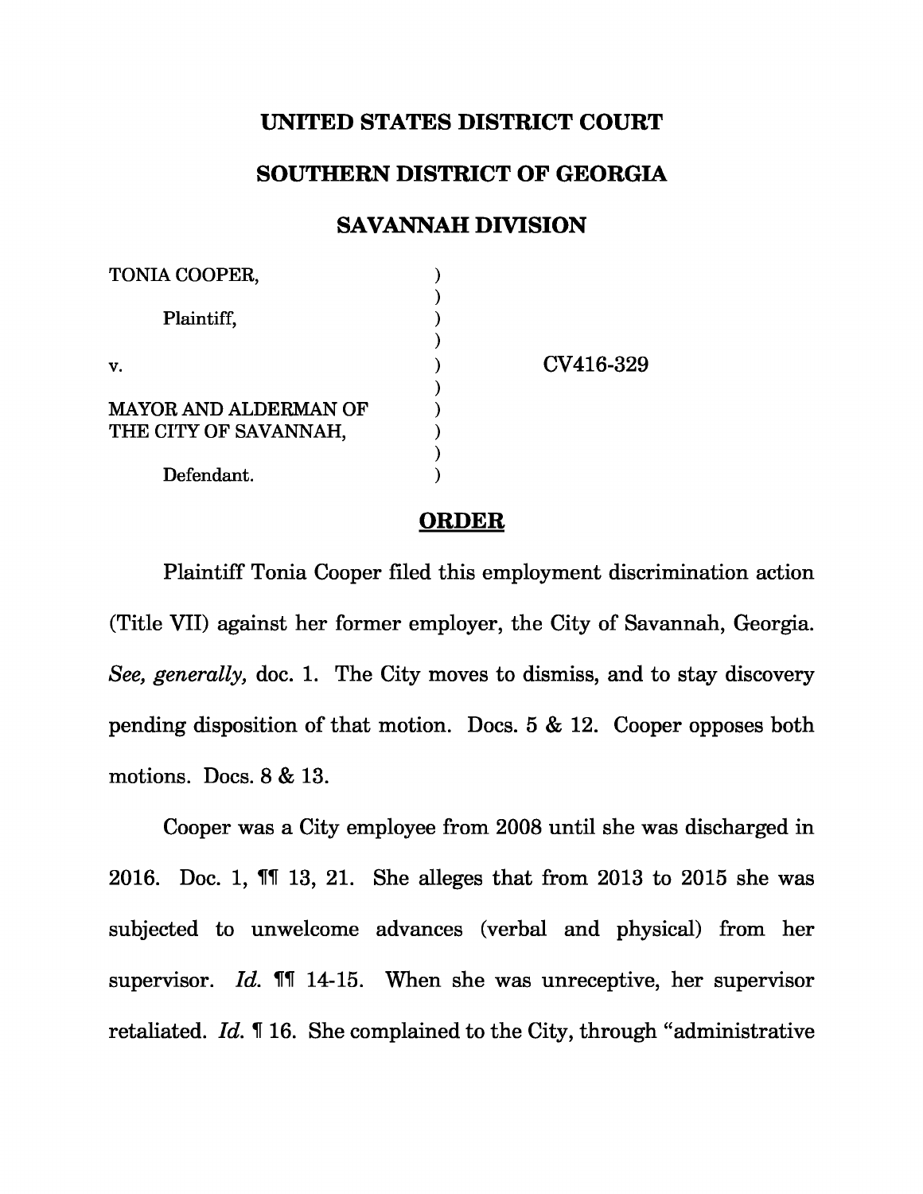**UNITED STATES DISTRICT COURT**

**SOUTHERN DISTRICT OF GEORGIA**

**SAVANNAH DIVISION**

| | | |
|---|---|---|
| TONIA COOPER, | ) | |
| | ) | |
| Plaintiff, | ) | |
| | ) | |
| v. | ) | CV416-329 |
| | ) | |
| MAYOR AND ALDERMAN OF | ) | |
| THE CITY OF SAVANNAH, | ) | |
| | ) | |
| Defendant. | ) | |

**ORDER**

Plaintiff Tonia Cooper filed this employment discrimination action (Title VII) against her former employer, the City of Savannah, Georgia. *See, generally,* doc. 1. The City moves to dismiss, and to stay discovery pending disposition of that motion. Docs. 5 & 12. Cooper opposes both motions. Docs. 8 & 13.

Cooper was a City employee from 2008 until she was discharged in 2016. Doc. 1, ¶¶ 13, 21. She alleges that from 2013 to 2015 she was subjected to unwelcome advances (verbal and physical) from her supervisor. *Id.* ¶¶ 14-15. When she was unreceptive, her supervisor retaliated. *Id.* ¶ 16. She complained to the City, through "administrative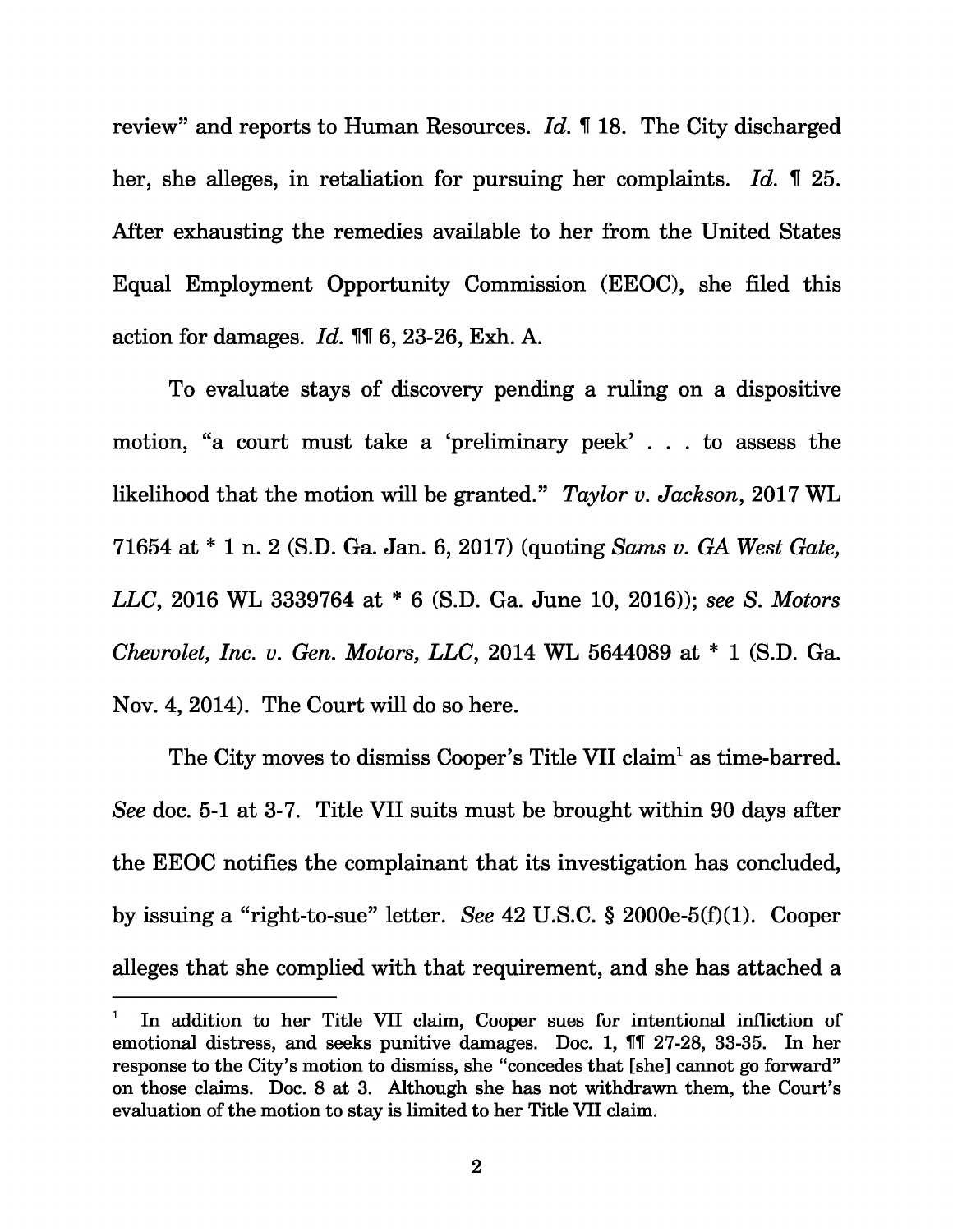review" and reports to Human Resources. *Id.* ¶ 18. The City discharged her, she alleges, in retaliation for pursuing her complaints. *Id.* ¶ 25. After exhausting the remedies available to her from the United States Equal Employment Opportunity Commission (EEOC), she filed this action for damages. *Id.* ¶¶ 6, 23-26, Exh. A.

To evaluate stays of discovery pending a ruling on a dispositive motion, "a court must take a 'preliminary peek' . . . to assess the likelihood that the motion will be granted." *Taylor v. Jackson*, 2017 WL 71654 at * 1 n. 2 (S.D. Ga. Jan. 6, 2017) (quoting *Sams v. GA West Gate, LLC*, 2016 WL 3339764 at * 6 (S.D. Ga. June 10, 2016)); *see S. Motors Chevrolet, Inc. v. Gen. Motors, LLC*, 2014 WL 5644089 at * 1 (S.D. Ga. Nov. 4, 2014). The Court will do so here.

The City moves to dismiss Cooper's Title VII claim[1] as time-barred. *See* doc. 5-1 at 3-7. Title VII suits must be brought within 90 days after the EEOC notifies the complainant that its investigation has concluded, by issuing a "right-to-sue" letter. *See* 42 U.S.C. § 2000e-5(f)(1). Cooper alleges that she complied with that requirement, and she has attached a

---

[1] In addition to her Title VII claim, Cooper sues for intentional infliction of emotional distress, and seeks punitive damages. Doc. 1, ¶¶ 27-28, 33-35. In her response to the City's motion to dismiss, she "concedes that [she] cannot go forward" on those claims. Doc. 8 at 3. Although she has not withdrawn them, the Court's evaluation of the motion to stay is limited to her Title VII claim.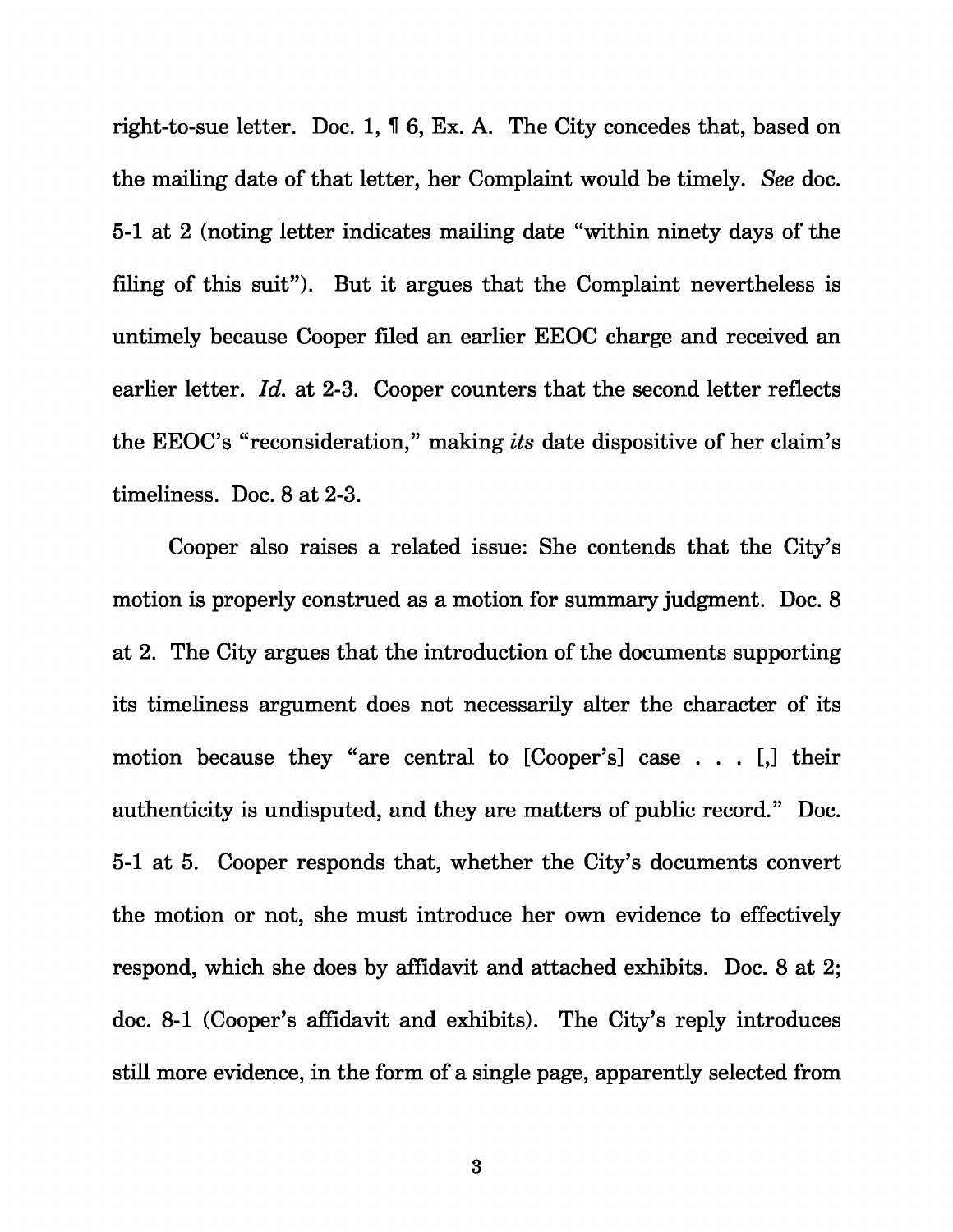right-to-sue letter. Doc. 1, ¶ 6, Ex. A. The City concedes that, based on the mailing date of that letter, her Complaint would be timely. *See* doc. 5-1 at 2 (noting letter indicates mailing date "within ninety days of the filing of this suit"). But it argues that the Complaint nevertheless is untimely because Cooper filed an earlier EEOC charge and received an earlier letter. *Id.* at 2-3. Cooper counters that the second letter reflects the EEOC's "reconsideration," making *its* date dispositive of her claim's timeliness. Doc. 8 at 2-3.

Cooper also raises a related issue: She contends that the City's motion is properly construed as a motion for summary judgment. Doc. 8 at 2. The City argues that the introduction of the documents supporting its timeliness argument does not necessarily alter the character of its motion because they "are central to [Cooper's] case . . . [,] their authenticity is undisputed, and they are matters of public record." Doc. 5-1 at 5. Cooper responds that, whether the City's documents convert the motion or not, she must introduce her own evidence to effectively respond, which she does by affidavit and attached exhibits. Doc. 8 at 2; doc. 8-1 (Cooper's affidavit and exhibits). The City's reply introduces still more evidence, in the form of a single page, apparently selected from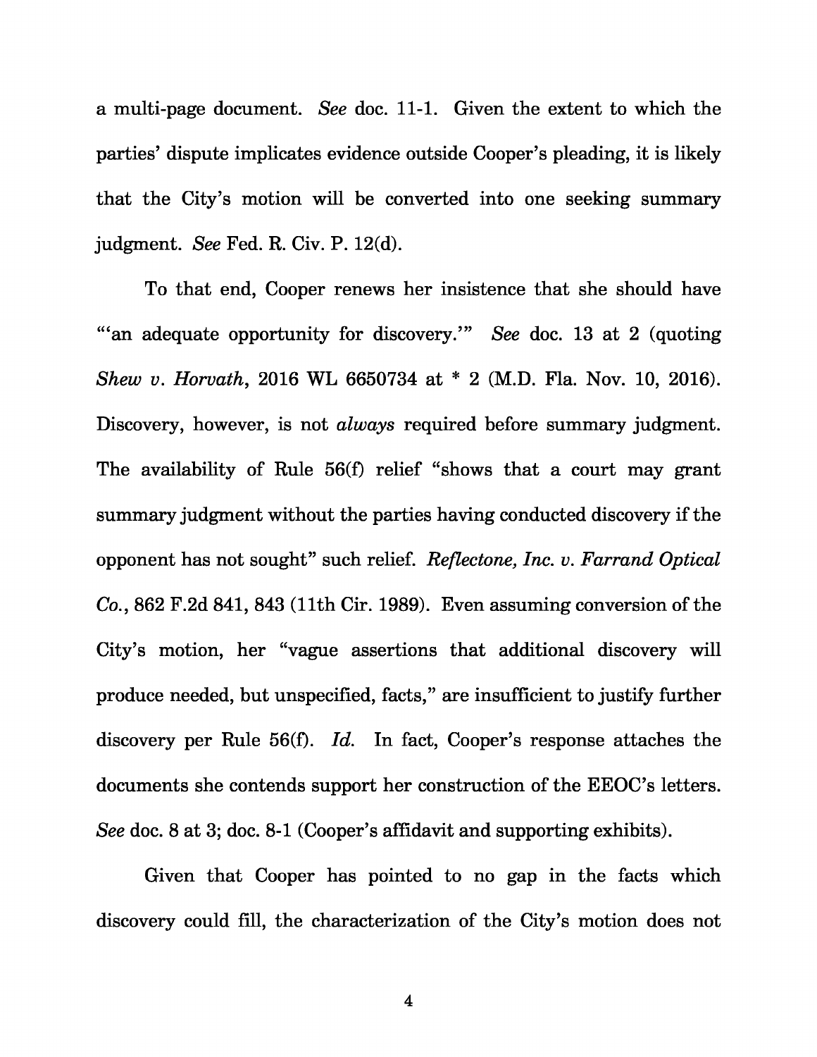a multi-page document. *See* doc. 11-1. Given the extent to which the parties' dispute implicates evidence outside Cooper's pleading, it is likely that the City's motion will be converted into one seeking summary judgment. *See* Fed. R. Civ. P. 12(d).

To that end, Cooper renews her insistence that she should have "'an adequate opportunity for discovery.'" *See* doc. 13 at 2 (quoting *Shew v. Horvath*, 2016 WL 6650734 at * 2 (M.D. Fla. Nov. 10, 2016). Discovery, however, is not *always* required before summary judgment. The availability of Rule 56(f) relief "shows that a court may grant summary judgment without the parties having conducted discovery if the opponent has not sought" such relief. *Reflectone, Inc. v. Farrand Optical Co.*, 862 F.2d 841, 843 (11th Cir. 1989). Even assuming conversion of the City's motion, her "vague assertions that additional discovery will produce needed, but unspecified, facts," are insufficient to justify further discovery per Rule 56(f). *Id.* In fact, Cooper's response attaches the documents she contends support her construction of the EEOC's letters. *See* doc. 8 at 3; doc. 8-1 (Cooper's affidavit and supporting exhibits).

Given that Cooper has pointed to no gap in the facts which discovery could fill, the characterization of the City's motion does not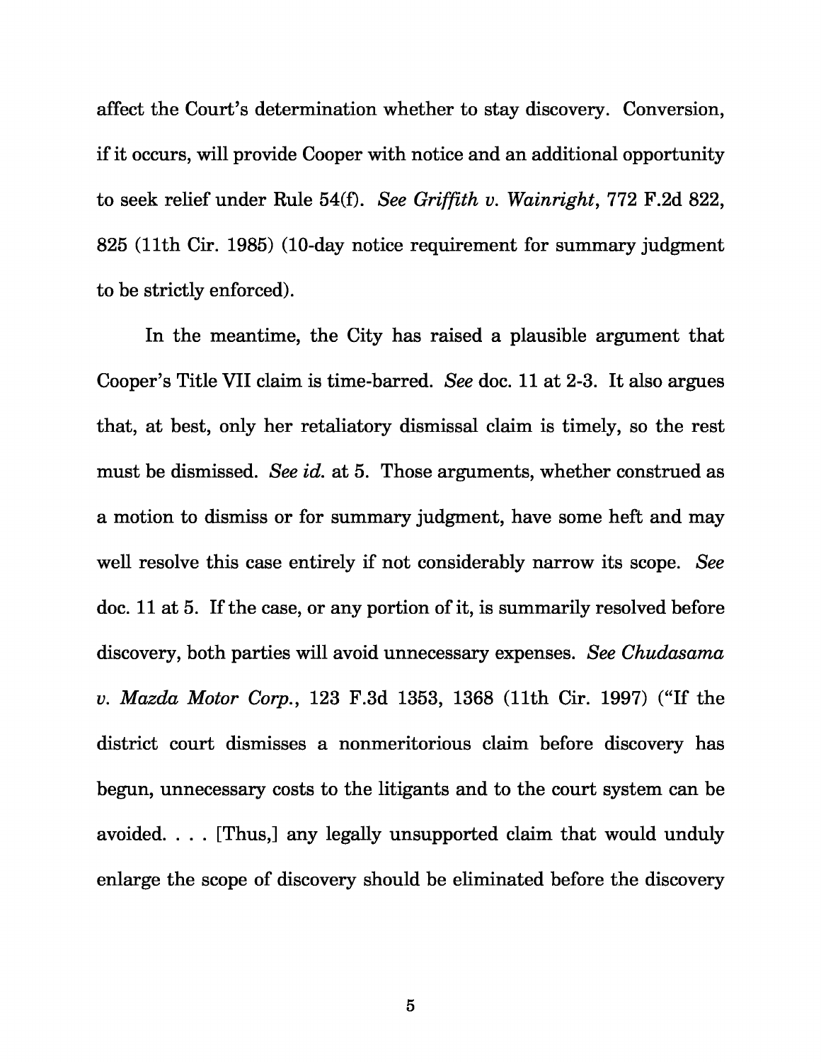affect the Court's determination whether to stay discovery. Conversion, if it occurs, will provide Cooper with notice and an additional opportunity to seek relief under Rule 54(f). *See Griffith v. Wainright*, 772 F.2d 822, 825 (11th Cir. 1985) (10-day notice requirement for summary judgment to be strictly enforced).

In the meantime, the City has raised a plausible argument that Cooper's Title VII claim is time-barred. *See* doc. 11 at 2-3. It also argues that, at best, only her retaliatory dismissal claim is timely, so the rest must be dismissed. *See id.* at 5. Those arguments, whether construed as a motion to dismiss or for summary judgment, have some heft and may well resolve this case entirely if not considerably narrow its scope. *See* doc. 11 at 5. If the case, or any portion of it, is summarily resolved before discovery, both parties will avoid unnecessary expenses. *See Chudasama v. Mazda Motor Corp.*, 123 F.3d 1353, 1368 (11th Cir. 1997) ("If the district court dismisses a nonmeritorious claim before discovery has begun, unnecessary costs to the litigants and to the court system can be avoided. . . . [Thus,] any legally unsupported claim that would unduly enlarge the scope of discovery should be eliminated before the discovery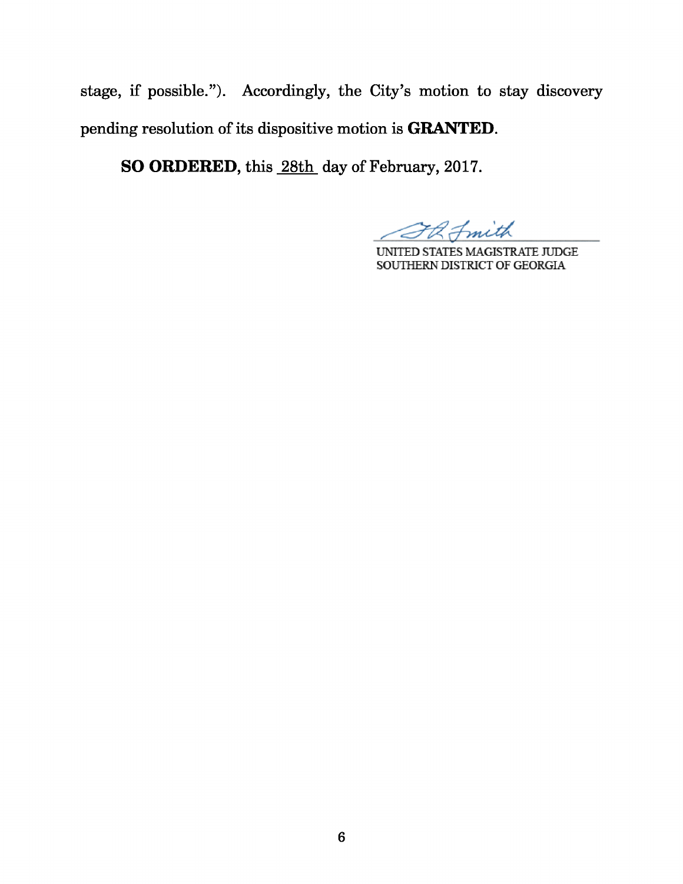stage, if possible."). Accordingly, the City's motion to stay discovery pending resolution of its dispositive motion is **GRANTED**.

**SO ORDERED**, this 28th day of February, 2017.

UNITED STATES MAGISTRATE JUDGE
SOUTHERN DISTRICT OF GEORGIA